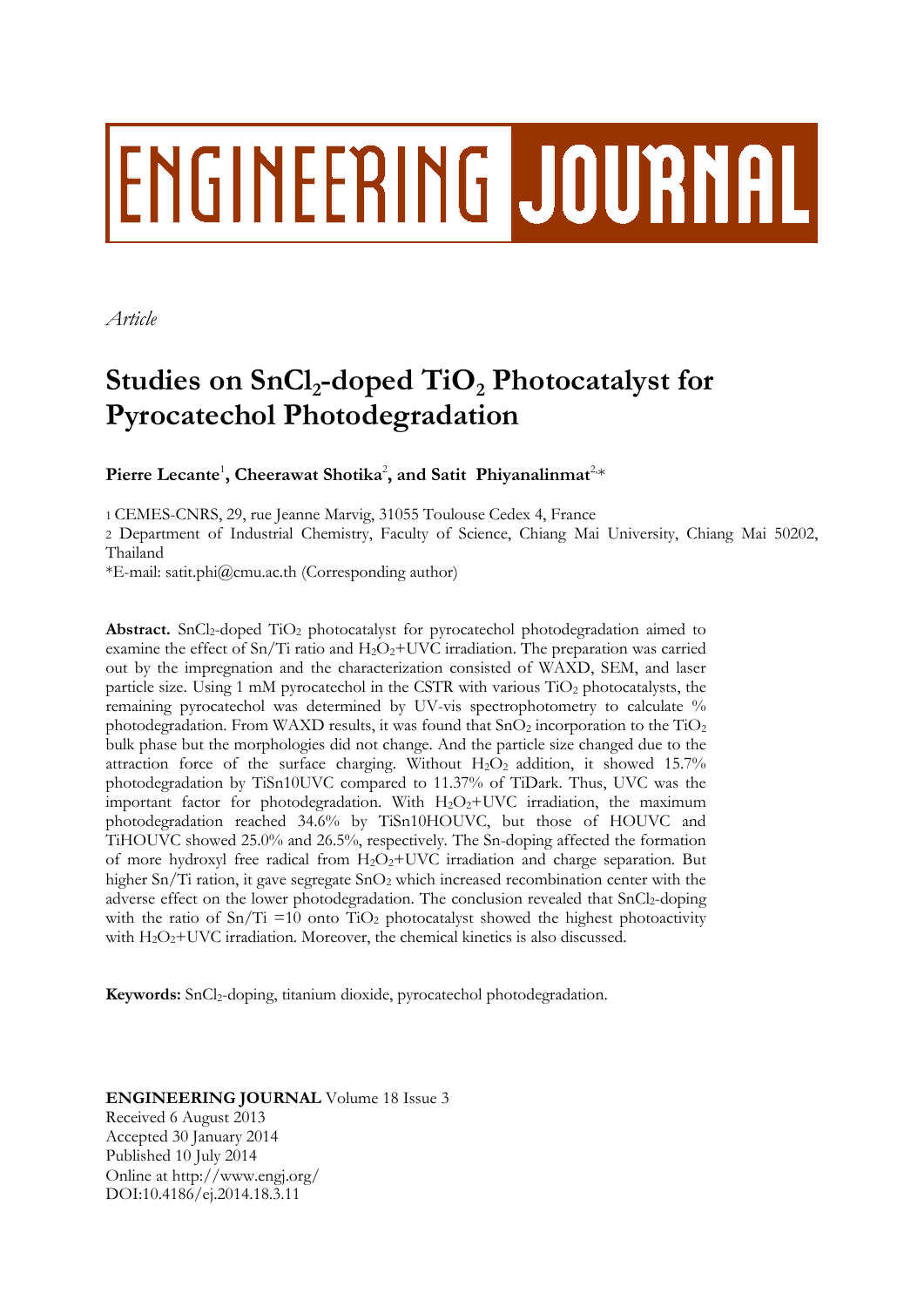# ENGINEERING JOURNAL

*Article*

# Studies on $SnCl_2$-doped $TiO_2$ Photocatalyst for Pyrocatechol Photodegradation

**Pierre Lecante**[1]**, Cheerawat Shotika**[2]**, and Satit Phiyanalinmat**[2,*]

1 CEMES-CNRS, 29, rue Jeanne Marvig, 31055 Toulouse Cedex 4, France

2 Department of Industrial Chemistry, Faculty of Science, Chiang Mai University, Chiang Mai 50202, Thailand

*E-mail: satit.phi@cmu.ac.th (Corresponding author)

**Abstract.** $SnCl_2$-doped $TiO_2$ photocatalyst for pyrocatechol photodegradation aimed to examine the effect of Sn/Ti ratio and $H_2O_2$+UVC irradiation. The preparation was carried out by the impregnation and the characterization consisted of WAXD, SEM, and laser particle size. Using 1 mM pyrocatechol in the CSTR with various $TiO_2$ photocatalysts, the remaining pyrocatechol was determined by UV-vis spectrophotometry to calculate % photodegradation. From WAXD results, it was found that $SnO_2$ incorporation to the $TiO_2$ bulk phase but the morphologies did not change. And the particle size changed due to the attraction force of the surface charging. Without $H_2O_2$ addition, it showed 15.7% photodegradation by TiSn10UVC compared to 11.37% of TiDark. Thus, UVC was the important factor for photodegradation. With $H_2O_2$+UVC irradiation, the maximum photodegradation reached 34.6% by TiSn10HOUVC, but those of HOUVC and TiHOUVC showed 25.0% and 26.5%, respectively. The Sn-doping affected the formation of more hydroxyl free radical from $H_2O_2$+UVC irradiation and charge separation. But higher Sn/Ti ration, it gave segregate $SnO_2$ which increased recombination center with the adverse effect on the lower photodegradation. The conclusion revealed that $SnCl_2$-doping with the ratio of Sn/Ti =10 onto $TiO_2$ photocatalyst showed the highest photoactivity with $H_2O_2$+UVC irradiation. Moreover, the chemical kinetics is also discussed.

**Keywords:** $SnCl_2$-doping, titanium dioxide, pyrocatechol photodegradation.

**ENGINEERING JOURNAL** Volume 18 Issue 3
Received 6 August 2013
Accepted 30 January 2014
Published 10 July 2014
Online at http://www.engj.org/
DOI:10.4186/ej.2014.18.3.11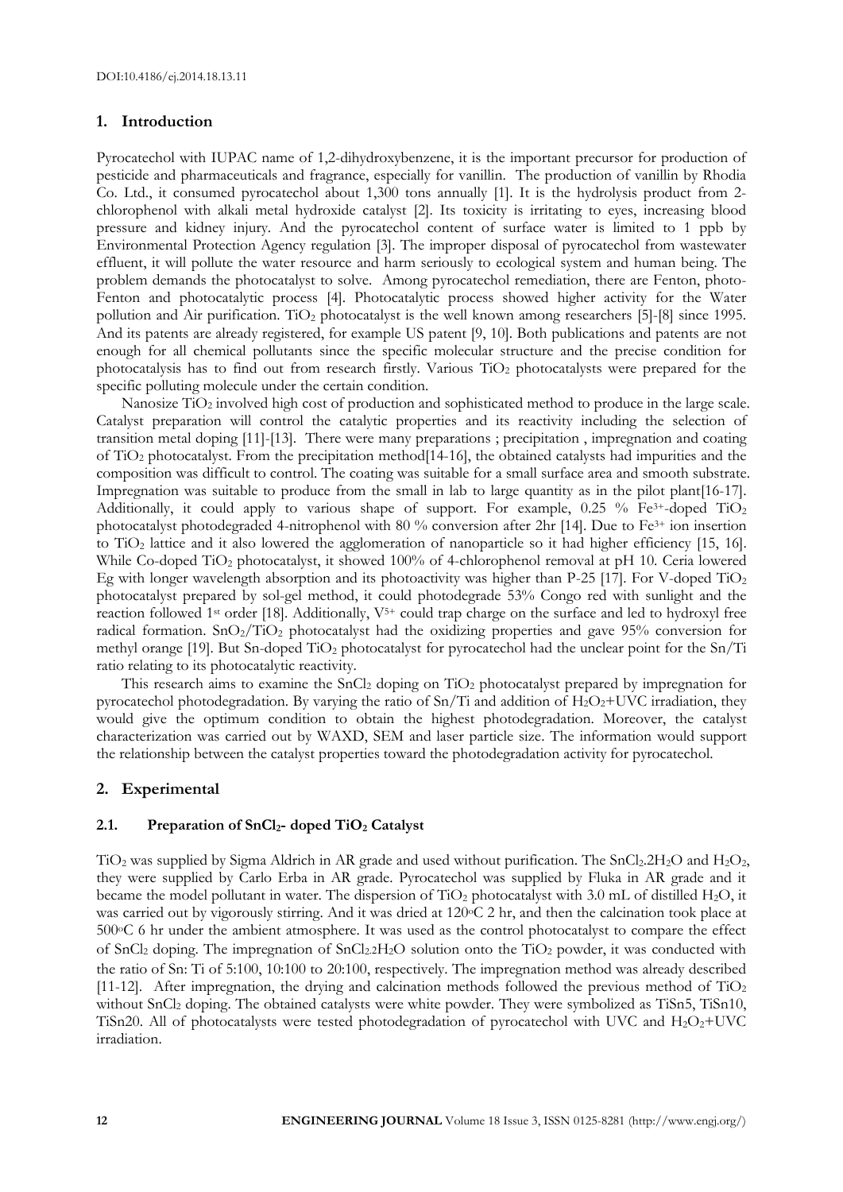## 1. Introduction

Pyrocatechol with IUPAC name of 1,2-dihydroxybenzene, it is the important precursor for production of pesticide and pharmaceuticals and fragrance, especially for vanillin. The production of vanillin by Rhodia Co. Ltd., it consumed pyrocatechol about 1,300 tons annually [1]. It is the hydrolysis product from 2-chlorophenol with alkali metal hydroxide catalyst [2]. Its toxicity is irritating to eyes, increasing blood pressure and kidney injury. And the pyrocatechol content of surface water is limited to 1 ppb by Environmental Protection Agency regulation [3]. The improper disposal of pyrocatechol from wastewater effluent, it will pollute the water resource and harm seriously to ecological system and human being. The problem demands the photocatalyst to solve. Among pyrocatechol remediation, there are Fenton, photo-Fenton and photocatalytic process [4]. Photocatalytic process showed higher activity for the Water pollution and Air purification. $TiO_2$ photocatalyst is the well known among researchers [5]-[8] since 1995. And its patents are already registered, for example US patent [9, 10]. Both publications and patents are not enough for all chemical pollutants since the specific molecular structure and the precise condition for photocatalysis has to find out from research firstly. Various $TiO_2$ photocatalysts were prepared for the specific polluting molecule under the certain condition.

Nanosize $TiO_2$ involved high cost of production and sophisticated method to produce in the large scale. Catalyst preparation will control the catalytic properties and its reactivity including the selection of transition metal doping [11]-[13]. There were many preparations ; precipitation , impregnation and coating of $TiO_2$ photocatalyst. From the precipitation method[14-16], the obtained catalysts had impurities and the composition was difficult to control. The coating was suitable for a small surface area and smooth substrate. Impregnation was suitable to produce from the small in lab to large quantity as in the pilot plant[16-17]. Additionally, it could apply to various shape of support. For example, 0.25 % $Fe^{3+}$-doped $TiO_2$ photocatalyst photodegraded 4-nitrophenol with 80 % conversion after 2hr [14]. Due to $Fe^{3+}$ ion insertion to $TiO_2$ lattice and it also lowered the agglomeration of nanoparticle so it had higher efficiency [15, 16]. While Co-doped $TiO_2$ photocatalyst, it showed 100% of 4-chlorophenol removal at pH 10. Ceria lowered Eg with longer wavelength absorption and its photoactivity was higher than P-25 [17]. For V-doped $TiO_2$ photocatalyst prepared by sol-gel method, it could photodegrade 53% Congo red with sunlight and the reaction followed 1st order [18]. Additionally, $V^{5+}$ could trap charge on the surface and led to hydroxyl free radical formation. $SnO_2/TiO_2$ photocatalyst had the oxidizing properties and gave 95% conversion for methyl orange [19]. But Sn-doped $TiO_2$ photocatalyst for pyrocatechol had the unclear point for the Sn/Ti ratio relating to its photocatalytic reactivity.

This research aims to examine the $SnCl_2$ doping on $TiO_2$ photocatalyst prepared by impregnation for pyrocatechol photodegradation. By varying the ratio of Sn/Ti and addition of $H_2O_2$+UVC irradiation, they would give the optimum condition to obtain the highest photodegradation. Moreover, the catalyst characterization was carried out by WAXD, SEM and laser particle size. The information would support the relationship between the catalyst properties toward the photodegradation activity for pyrocatechol.

## 2. Experimental

### 2.1. Preparation of $SnCl_2$- doped $TiO_2$ Catalyst

$TiO_2$ was supplied by Sigma Aldrich in AR grade and used without purification. The $SnCl_2.2H_2O$ and $H_2O_2$, they were supplied by Carlo Erba in AR grade. Pyrocatechol was supplied by Fluka in AR grade and it became the model pollutant in water. The dispersion of $TiO_2$ photocatalyst with 3.0 mL of distilled $H_2O$, it was carried out by vigorously stirring. And it was dried at 120°C 2 hr, and then the calcination took place at 500°C 6 hr under the ambient atmosphere. It was used as the control photocatalyst to compare the effect of $SnCl_2$ doping. The impregnation of $SnCl_2.2H_2O$ solution onto the $TiO_2$ powder, it was conducted with the ratio of Sn: Ti of 5:100, 10:100 to 20:100, respectively. The impregnation method was already described [11-12]. After impregnation, the drying and calcination methods followed the previous method of $TiO_2$ without $SnCl_2$ doping. The obtained catalysts were white powder. They were symbolized as TiSn5, TiSn10, TiSn20. All of photocatalysts were tested photodegradation of pyrocatechol with UVC and $H_2O_2$+UVC irradiation.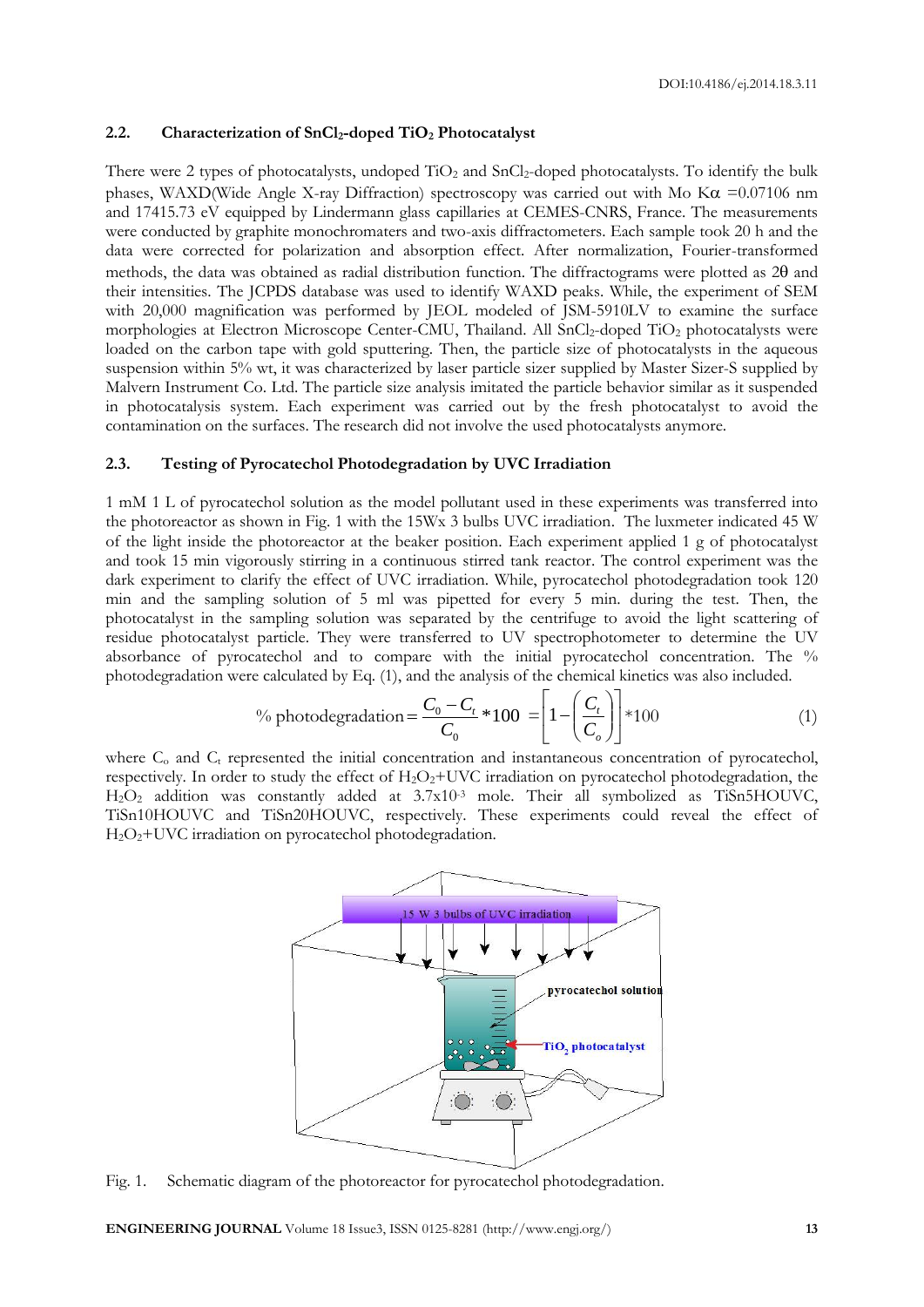### 2.2. Characterization of $SnCl_2$-doped $TiO_2$ Photocatalyst

There were 2 types of photocatalysts, undoped $TiO_2$ and $SnCl_2$-doped photocatalysts. To identify the bulk phases, WAXD(Wide Angle X-ray Diffraction) spectroscopy was carried out with Mo K$\alpha$ =0.07106 nm and 17415.73 eV equipped by Lindermann glass capillaries at CEMES-CNRS, France. The measurements were conducted by graphite monochromaters and two-axis diffractometers. Each sample took 20 h and the data were corrected for polarization and absorption effect. After normalization, Fourier-transformed methods, the data was obtained as radial distribution function. The diffractograms were plotted as 2$\theta$ and their intensities. The JCPDS database was used to identify WAXD peaks. While, the experiment of SEM with 20,000 magnification was performed by JEOL modeled of JSM-5910LV to examine the surface morphologies at Electron Microscope Center-CMU, Thailand. All $SnCl_2$-doped $TiO_2$ photocatalysts were loaded on the carbon tape with gold sputtering. Then, the particle size of photocatalysts in the aqueous suspension within 5% wt, it was characterized by laser particle sizer supplied by Master Sizer-S supplied by Malvern Instrument Co. Ltd. The particle size analysis imitated the particle behavior similar as it suspended in photocatalysis system. Each experiment was carried out by the fresh photocatalyst to avoid the contamination on the surfaces. The research did not involve the used photocatalysts anymore.

### 2.3. Testing of Pyrocatechol Photodegradation by UVC Irradiation

1 mM 1 L of pyrocatechol solution as the model pollutant used in these experiments was transferred into the photoreactor as shown in Fig. 1 with the 15Wx 3 bulbs UVC irradiation. The luxmeter indicated 45 W of the light inside the photoreactor at the beaker position. Each experiment applied 1 g of photocatalyst and took 15 min vigorously stirring in a continuous stirred tank reactor. The control experiment was the dark experiment to clarify the effect of UVC irradiation. While, pyrocatechol photodegradation took 120 min and the sampling solution of 5 ml was pipetted for every 5 min. during the test. Then, the photocatalyst in the sampling solution was separated by the centrifuge to avoid the light scattering of residue photocatalyst particle. They were transferred to UV spectrophotometer to determine the UV absorbance of pyrocatechol and to compare with the initial pyrocatechol concentration. The % photodegradation were calculated by Eq. (1), and the analysis of the chemical kinetics was also included.

$$\%\ \text{photodegradation} = \frac{C_0 - C_t}{C_0} * 100 = \left[1 - \left(\frac{C_t}{C_o}\right)\right] * 100 \tag{1}$$

where $C_o$ and $C_t$ represented the initial concentration and instantaneous concentration of pyrocatechol, respectively. In order to study the effect of $H_2O_2$+UVC irradiation on pyrocatechol photodegradation, the $H_2O_2$ addition was constantly added at $3.7 \times 10^{-3}$ mole. Their all symbolized as TiSn5HOUVC, TiSn10HOUVC and TiSn20HOUVC, respectively. These experiments could reveal the effect of $H_2O_2$+UVC irradiation on pyrocatechol photodegradation.

Fig. 1. Schematic diagram of the photoreactor for pyrocatechol photodegradation.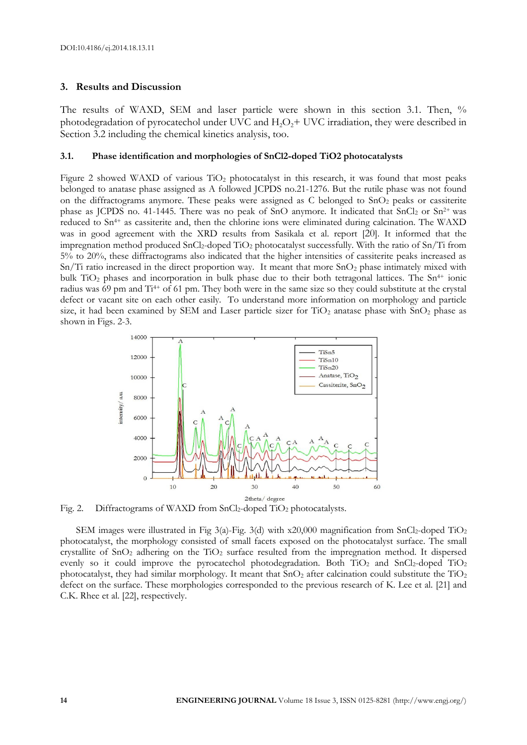DOI:10.4186/ej.2014.18.13.11

## 3. Results and Discussion

The results of WAXD, SEM and laser particle were shown in this section 3.1. Then, % photodegradation of pyrocatechol under UVC and $H_2O_2$+ UVC irradiation, they were described in Section 3.2 including the chemical kinetics analysis, too.

### 3.1. Phase identification and morphologies of SnCl2-doped TiO2 photocatalysts

Figure 2 showed WAXD of various $TiO_2$ photocatalyst in this research, it was found that most peaks belonged to anatase phase assigned as A followed JCPDS no.21-1276. But the rutile phase was not found on the diffractograms anymore. These peaks were assigned as C belonged to $SnO_2$ peaks or cassiterite phase as JCPDS no. 41-1445. There was no peak of SnO anymore. It indicated that $SnCl_2$ or $Sn^{2+}$ was reduced to $Sn^{4+}$ as cassiterite and, then the chlorine ions were eliminated during calcination. The WAXD was in good agreement with the XRD results from Sasikala et al. report [20]. It informed that the impregnation method produced $SnCl_2$-doped $TiO_2$ photocatalyst successfully. With the ratio of Sn/Ti from 5% to 20%, these diffractograms also indicated that the higher intensities of cassiterite peaks increased as Sn/Ti ratio increased in the direct proportion way. It meant that more $SnO_2$ phase intimately mixed with bulk $TiO_2$ phases and incorporation in bulk phase due to their both tetragonal lattices. The $Sn^{4+}$ ionic radius was 69 pm and $Ti^{4+}$ of 61 pm. They both were in the same size so they could substitute at the crystal defect or vacant site on each other easily. To understand more information on morphology and particle size, it had been examined by SEM and Laser particle sizer for $TiO_2$ anatase phase with $SnO_2$ phase as shown in Figs. 2-3.

Fig. 2. Diffractograms of WAXD from $SnCl_2$-doped $TiO_2$ photocatalysts.

SEM images were illustrated in Fig 3(a)-Fig. 3(d) with x20,000 magnification from $SnCl_2$-doped $TiO_2$ photocatalyst, the morphology consisted of small facets exposed on the photocatalyst surface. The small crystallite of $SnO_2$ adhering on the $TiO_2$ surface resulted from the impregnation method. It dispersed evenly so it could improve the pyrocatechol photodegradation. Both $TiO_2$ and $SnCl_2$-doped $TiO_2$ photocatalyst, they had similar morphology. It meant that $SnO_2$ after calcination could substitute the $TiO_2$ defect on the surface. These morphologies corresponded to the previous research of K. Lee et al. [21] and C.K. Rhee et al. [22], respectively.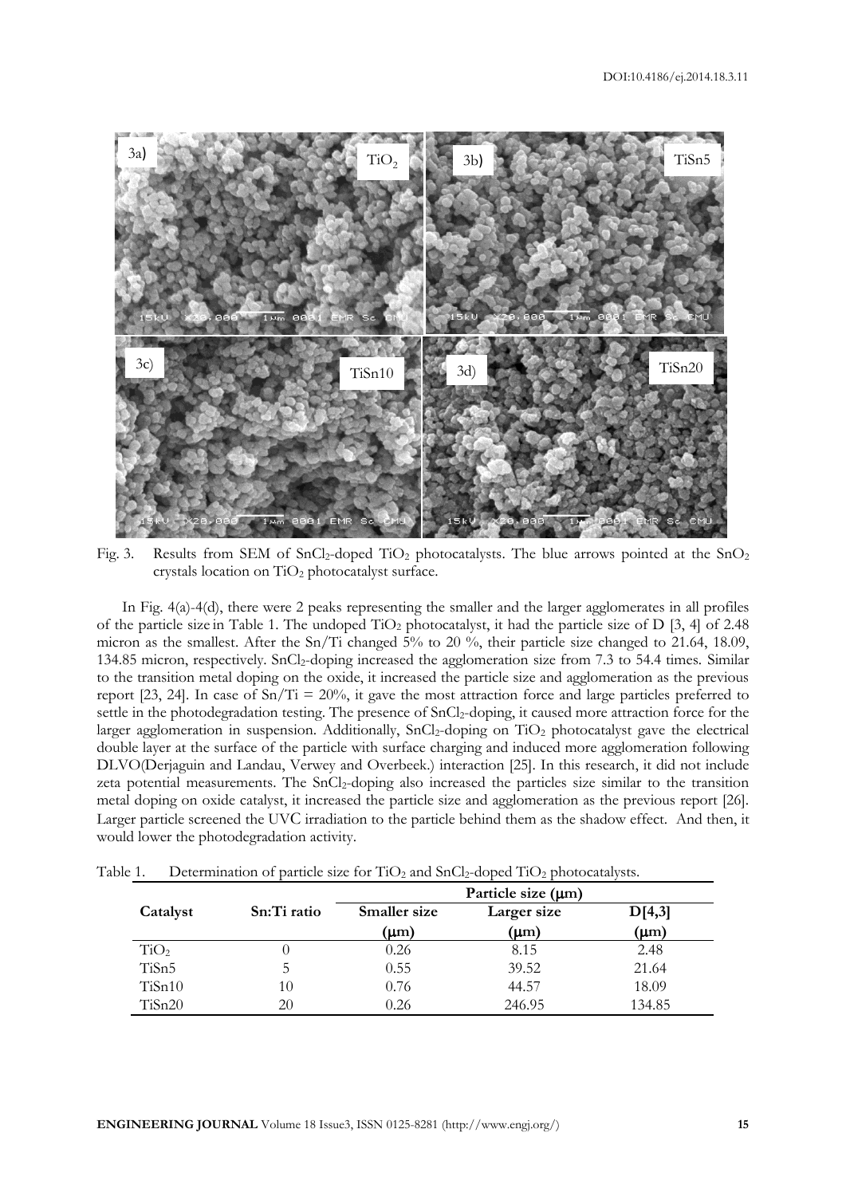Fig. 3. Results from SEM of $SnCl_2$-doped $TiO_2$ photocatalysts. The blue arrows pointed at the $SnO_2$ crystals location on $TiO_2$ photocatalyst surface.

In Fig. 4(a)-4(d), there were 2 peaks representing the smaller and the larger agglomerates in all profiles of the particle size in Table 1. The undoped $TiO_2$ photocatalyst, it had the particle size of D [3, 4] of 2.48 micron as the smallest. After the Sn/Ti changed 5% to 20 %, their particle size changed to 21.64, 18.09, 134.85 micron, respectively. $SnCl_2$-doping increased the agglomeration size from 7.3 to 54.4 times. Similar to the transition metal doping on the oxide, it increased the particle size and agglomeration as the previous report [23, 24]. In case of Sn/Ti = 20%, it gave the most attraction force and large particles preferred to settle in the photodegradation testing. The presence of $SnCl_2$-doping, it caused more attraction force for the larger agglomeration in suspension. Additionally, $SnCl_2$-doping on $TiO_2$ photocatalyst gave the electrical double layer at the surface of the particle with surface charging and induced more agglomeration following DLVO(Derjaguin and Landau, Verwey and Overbeek.) interaction [25]. In this research, it did not include zeta potential measurements. The $SnCl_2$-doping also increased the particles size similar to the transition metal doping on oxide catalyst, it increased the particle size and agglomeration as the previous report [26]. Larger particle screened the UVC irradiation to the particle behind them as the shadow effect. And then, it would lower the photodegradation activity.

Table 1. Determination of particle size for $TiO_2$ and $SnCl_2$-doped $TiO_2$ photocatalysts.

| Catalyst | Sn:Ti ratio | Particle size (μm) | | |
|---|---|---|---|---|
| | | Smaller size (μm) | Larger size (μm) | D[4,3] (μm) |
| $TiO_2$ | 0 | 0.26 | 8.15 | 2.48 |
| TiSn5 | 5 | 0.55 | 39.52 | 21.64 |
| TiSn10 | 10 | 0.76 | 44.57 | 18.09 |
| TiSn20 | 20 | 0.26 | 246.95 | 134.85 |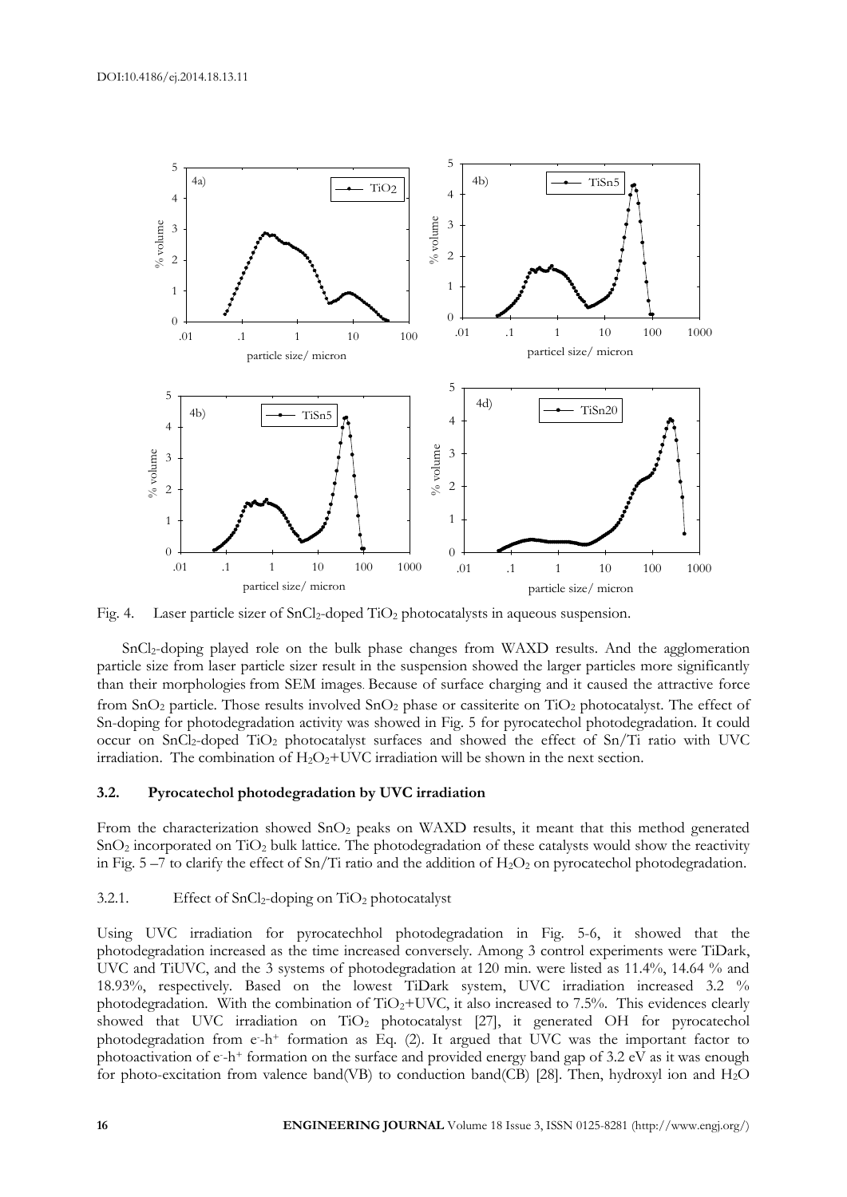Fig. 4. Laser particle sizer of $SnCl_2$-doped $TiO_2$ photocatalysts in aqueous suspension.

$SnCl_2$-doping played role on the bulk phase changes from WAXD results. And the agglomeration particle size from laser particle sizer result in the suspension showed the larger particles more significantly than their morphologies from SEM images. Because of surface charging and it caused the attractive force from $SnO_2$ particle. Those results involved $SnO_2$ phase or cassiterite on $TiO_2$ photocatalyst. The effect of Sn-doping for photodegradation activity was showed in Fig. 5 for pyrocatechol photodegradation. It could occur on $SnCl_2$-doped $TiO_2$ photocatalyst surfaces and showed the effect of Sn/Ti ratio with UVC irradiation. The combination of $H_2O_2$+UVC irradiation will be shown in the next section.

### 3.2. Pyrocatechol photodegradation by UVC irradiation

From the characterization showed $SnO_2$ peaks on WAXD results, it meant that this method generated $SnO_2$ incorporated on $TiO_2$ bulk lattice. The photodegradation of these catalysts would show the reactivity in Fig. 5 –7 to clarify the effect of Sn/Ti ratio and the addition of $H_2O_2$ on pyrocatechol photodegradation.

#### 3.2.1. Effect of $SnCl_2$-doping on $TiO_2$ photocatalyst

Using UVC irradiation for pyrocatechhol photodegradation in Fig. 5-6, it showed that the photodegradation increased as the time increased conversely. Among 3 control experiments were TiDark, UVC and TiUVC, and the 3 systems of photodegradation at 120 min. were listed as 11.4%, 14.64 % and 18.93%, respectively. Based on the lowest TiDark system, UVC irradiation increased 3.2 % photodegradation. With the combination of $TiO_2$+UVC, it also increased to 7.5%. This evidences clearly showed that UVC irradiation on $TiO_2$ photocatalyst [27], it generated OH for pyrocatechol photodegradation from $e^-$-$h^+$ formation as Eq. (2). It argued that UVC was the important factor to photoactivation of $e^-$-$h^+$ formation on the surface and provided energy band gap of 3.2 eV as it was enough for photo-excitation from valence band(VB) to conduction band(CB) [28]. Then, hydroxyl ion and $H_2O$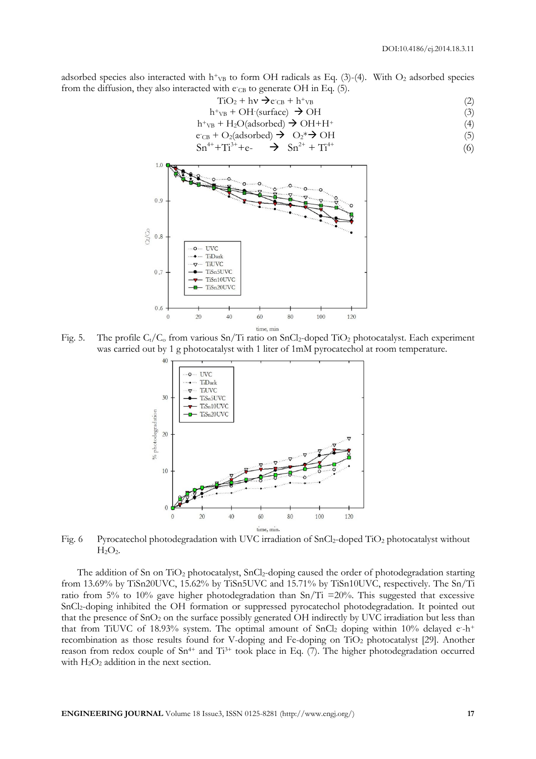adsorbed species also interacted with $h^+_{VB}$ to form OH radicals as Eq. (3)-(4). With $O_2$ adsorbed species from the diffusion, they also interacted with $e^-_{CB}$ to generate OH in Eq. (5).

$$TiO_2 + h\nu \rightarrow e^-_{CB} + h^+_{VB} \quad (2)$$

$$h^+_{VB} + OH^-(surface) \rightarrow OH \quad (3)$$

$$h^+_{VB} + H_2O(adsorbed) \rightarrow OH + H^+ \quad (4)$$

$$e^-_{CB} + O_2(adsorbed) \rightarrow O_2^* \rightarrow OH \quad (5)$$

$$Sn^{4+} + Ti^{3+} + e^- \rightarrow Sn^{2+} + Ti^{4+} \quad (6)$$

Fig. 5. The profile $C_t/C_o$ from various Sn/Ti ratio on $SnCl_2$-doped $TiO_2$ photocatalyst. Each experiment was carried out by 1 g photocatalyst with 1 liter of 1mM pyrocatechol at room temperature.

Fig. 6 Pyrocatechol photodegradation with UVC irradiation of $SnCl_2$-doped $TiO_2$ photocatalyst without $H_2O_2$.

The addition of Sn on $TiO_2$ photocatalyst, $SnCl_2$-doping caused the order of photodegradation starting from 13.69% by TiSn20UVC, 15.62% by TiSn5UVC and 15.71% by TiSn10UVC, respectively. The Sn/Ti ratio from 5% to 10% gave higher photodegradation than Sn/Ti =20%. This suggested that excessive $SnCl_2$-doping inhibited the OH formation or suppressed pyrocatechol photodegradation. It pointed out that the presence of $SnO_2$ on the surface possibly generated OH indirectly by UVC irradiation but less than that from TiUVC of 18.93% system. The optimal amount of $SnCl_2$ doping within 10% delayed $e^-$-$h^+$ recombination as those results found for V-doping and Fe-doping on $TiO_2$ photocatalyst [29]. Another reason from redox couple of $Sn^{4+}$ and $Ti^{3+}$ took place in Eq. (7). The higher photodegradation occurred with $H_2O_2$ addition in the next section.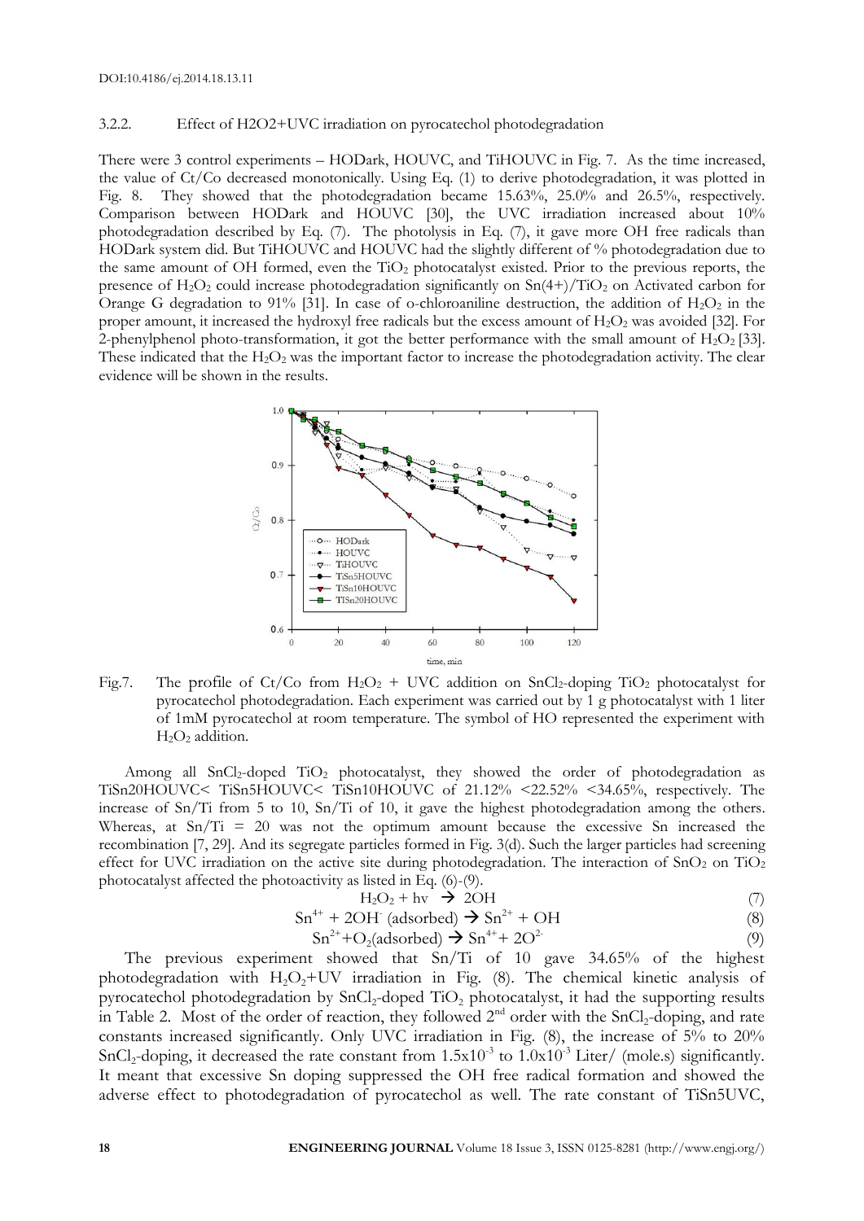#### 3.2.2. Effect of H2O2+UVC irradiation on pyrocatechol photodegradation

There were 3 control experiments – HODark, HOUVC, and TiHOUVC in Fig. 7. As the time increased, the value of Ct/Co decreased monotonically. Using Eq. (1) to derive photodegradation, it was plotted in Fig. 8. They showed that the photodegradation became 15.63%, 25.0% and 26.5%, respectively. Comparison between HODark and HOUVC [30], the UVC irradiation increased about 10% photodegradation described by Eq. (7). The photolysis in Eq. (7), it gave more OH free radicals than HODark system did. But TiHOUVC and HOUVC had the slightly different of % photodegradation due to the same amount of OH formed, even the $TiO_2$ photocatalyst existed. Prior to the previous reports, the presence of $H_2O_2$ could increase photodegradation significantly on $Sn(4+)/TiO_2$ on Activated carbon for Orange G degradation to 91% [31]. In case of o-chloroaniline destruction, the addition of $H_2O_2$ in the proper amount, it increased the hydroxyl free radicals but the excess amount of $H_2O_2$ was avoided [32]. For 2-phenylphenol photo-transformation, it got the better performance with the small amount of $H_2O_2$ [33]. These indicated that the $H_2O_2$ was the important factor to increase the photodegradation activity. The clear evidence will be shown in the results.

Fig.7. The profile of Ct/Co from $H_2O_2$ + UVC addition on $SnCl_2$-doping $TiO_2$ photocatalyst for pyrocatechol photodegradation. Each experiment was carried out by 1 g photocatalyst with 1 liter of 1mM pyrocatechol at room temperature. The symbol of HO represented the experiment with $H_2O_2$ addition.

Among all $SnCl_2$-doped $TiO_2$ photocatalyst, they showed the order of photodegradation as TiSn20HOUVC< TiSn5HOUVC< TiSn10HOUVC of 21.12% <22.52% <34.65%, respectively. The increase of Sn/Ti from 5 to 10, Sn/Ti of 10, it gave the highest photodegradation among the others. Whereas, at Sn/Ti = 20 was not the optimum amount because the excessive Sn increased the recombination [7, 29]. And its segregate particles formed in Fig. 3(d). Such the larger particles had screening effect for UVC irradiation on the active site during photodegradation. The interaction of $SnO_2$ on $TiO_2$ photocatalyst affected the photoactivity as listed in Eq. (6)-(9).

$$H_2O_2 + h\nu \rightarrow 2OH \tag{7}$$

$$Sn^{4+} + 2OH^{-}\text{ (adsorbed)} \rightarrow Sn^{2+} + OH \tag{8}$$

$$Sn^{2+} + O_2\text{(adsorbed)} \rightarrow Sn^{4+} + 2O^{2-} \tag{9}$$

The previous experiment showed that Sn/Ti of 10 gave 34.65% of the highest photodegradation with $H_2O_2$+UV irradiation in Fig. (8). The chemical kinetic analysis of pyrocatechol photodegradation by $SnCl_2$-doped $TiO_2$ photocatalyst, it had the supporting results in Table 2. Most of the order of reaction, they followed 2[nd] order with the $SnCl_2$-doping, and rate constants increased significantly. Only UVC irradiation in Fig. (8), the increase of 5% to 20% $SnCl_2$-doping, it decreased the rate constant from $1.5 \times 10^{-3}$ to $1.0 \times 10^{-3}$ Liter/ (mole.s) significantly. It meant that excessive Sn doping suppressed the OH free radical formation and showed the adverse effect to photodegradation of pyrocatechol as well. The rate constant of TiSn5UVC,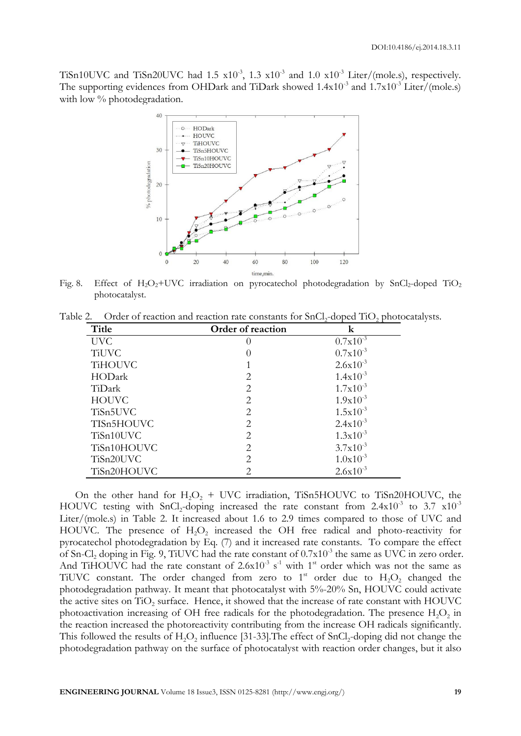TiSn10UVC and TiSn20UVC had 1.5 $x10^{-3}$, 1.3 $x10^{-3}$ and 1.0 $x10^{-3}$ Liter/(mole.s), respectively. The supporting evidences from OHDark and TiDark showed $1.4x10^{-3}$ and $1.7x10^{-3}$ Liter/(mole.s) with low % photodegradation.

Fig. 8. Effect of $H_2O_2$+UVC irradiation on pyrocatechol photodegradation by $SnCl_2$-doped $TiO_2$ photocatalyst.

Table 2. Order of reaction and reaction rate constants for $SnCl_2$-doped $TiO_2$ photocatalysts.

| Title | Order of reaction | k |
|---|---|---|
| UVC | 0 | $0.7x10^{-3}$ |
| TiUVC | 0 | $0.7x10^{-3}$ |
| TiHOUVC | 1 | $2.6x10^{-3}$ |
| HODark | 2 | $1.4x10^{-3}$ |
| TiDark | 2 | $1.7x10^{-3}$ |
| HOUVC | 2 | $1.9x10^{-3}$ |
| TiSn5UVC | 2 | $1.5x10^{-3}$ |
| TISn5HOUVC | 2 | $2.4x10^{-3}$ |
| TiSn10UVC | 2 | $1.3x10^{-3}$ |
| TiSn10HOUVC | 2 | $3.7x10^{-3}$ |
| TiSn20UVC | 2 | $1.0x10^{-3}$ |
| TiSn20HOUVC | 2 | $2.6x10^{-3}$ |

On the other hand for $H_2O_2$ + UVC irradiation, TiSn5HOUVC to TiSn20HOUVC, the HOUVC testing with $SnCl_2$-doping increased the rate constant from $2.4x10^{-3}$ to 3.7 $x10^{-3}$ Liter/(mole.s) in Table 2. It increased about 1.6 to 2.9 times compared to those of UVC and HOUVC. The presence of $H_2O_2$ increased the OH free radical and photo-reactivity for pyrocatechol photodegradation by Eq. (7) and it increased rate constants. To compare the effect of Sn-$Cl_2$ doping in Fig. 9, TiUVC had the rate constant of $0.7x10^{-3}$ the same as UVC in zero order. And TiHOUVC had the rate constant of $2.6x10^{-3}$ $s^{-1}$ with 1st order which was not the same as TiUVC constant. The order changed from zero to 1st order due to $H_2O_2$ changed the photodegradation pathway. It meant that photocatalyst with 5%-20% Sn, HOUVC could activate the active sites on $TiO_2$ surface. Hence, it showed that the increase of rate constant with HOUVC photoactivation increasing of OH free radicals for the photodegradation. The presence $H_2O_2$ in the reaction increased the photoreactivity contributing from the increase OH radicals significantly. This followed the results of $H_2O_2$ influence [31-33].The effect of $SnCl_2$-doping did not change the photodegradation pathway on the surface of photocatalyst with reaction order changes, but it also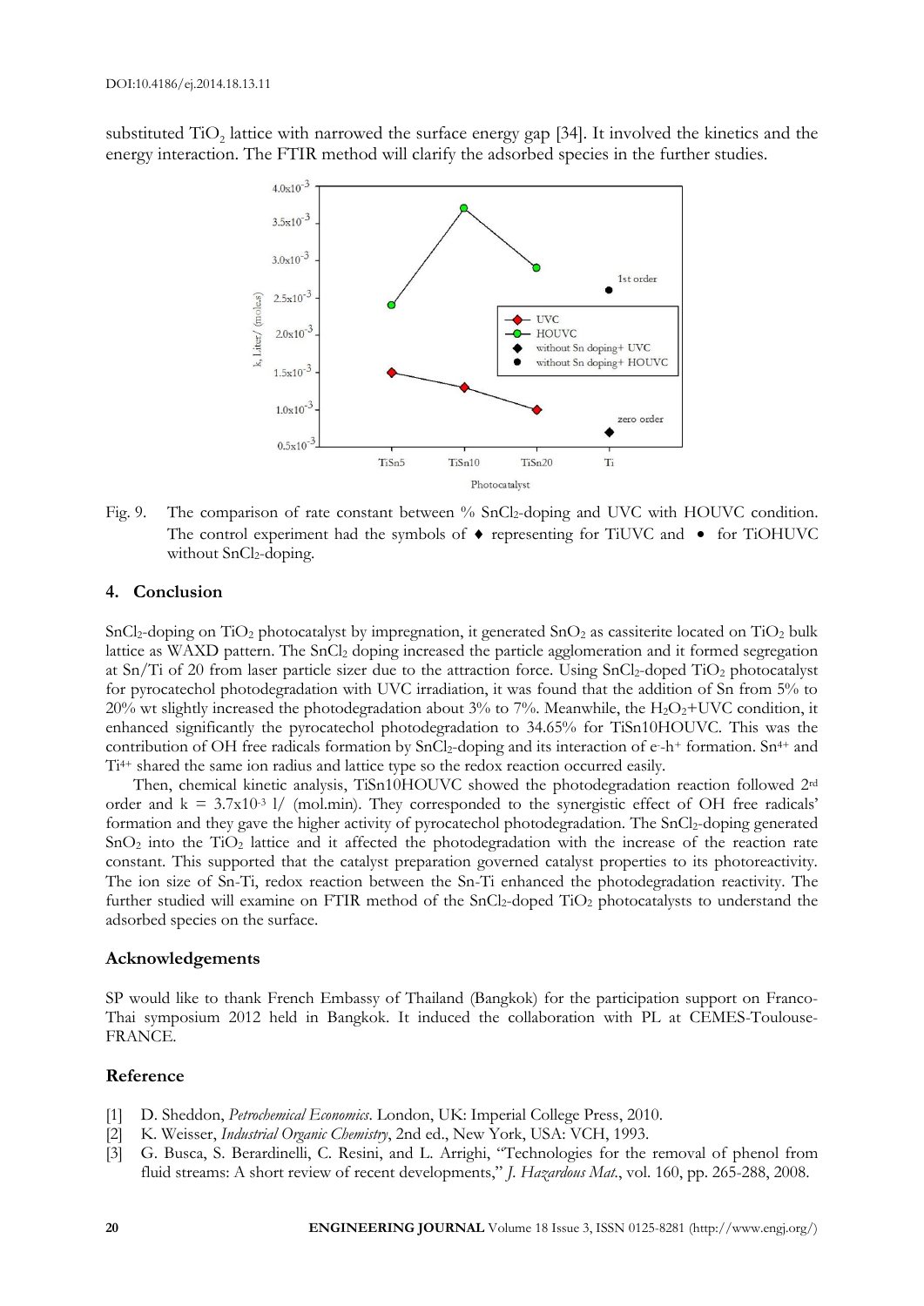substituted $TiO_2$ lattice with narrowed the surface energy gap [34]. It involved the kinetics and the energy interaction. The FTIR method will clarify the adsorbed species in the further studies.

Fig. 9. The comparison of rate constant between % $SnCl_2$-doping and UVC with HOUVC condition. The control experiment had the symbols of ♦ representing for TiUVC and • for TiOHUVC without $SnCl_2$-doping.

## 4. Conclusion

$SnCl_2$-doping on $TiO_2$ photocatalyst by impregnation, it generated $SnO_2$ as cassiterite located on $TiO_2$ bulk lattice as WAXD pattern. The $SnCl_2$ doping increased the particle agglomeration and it formed segregation at Sn/Ti of 20 from laser particle sizer due to the attraction force. Using $SnCl_2$-doped $TiO_2$ photocatalyst for pyrocatechol photodegradation with UVC irradiation, it was found that the addition of Sn from 5% to 20% wt slightly increased the photodegradation about 3% to 7%. Meanwhile, the $H_2O_2$+UVC condition, it enhanced significantly the pyrocatechol photodegradation to 34.65% for TiSn10HOUVC. This was the contribution of OH free radicals formation by $SnCl_2$-doping and its interaction of $e^-$-$h^+$ formation. $Sn^{4+}$ and $Ti^{4+}$ shared the same ion radius and lattice type so the redox reaction occurred easily.

Then, chemical kinetic analysis, TiSn10HOUVC showed the photodegradation reaction followed 2[rd] order and $k = 3.7 \times 10^{-3}$ l/ (mol.min). They corresponded to the synergistic effect of OH free radicals' formation and they gave the higher activity of pyrocatechol photodegradation. The $SnCl_2$-doping generated $SnO_2$ into the $TiO_2$ lattice and it affected the photodegradation with the increase of the reaction rate constant. This supported that the catalyst preparation governed catalyst properties to its photoreactivity. The ion size of Sn-Ti, redox reaction between the Sn-Ti enhanced the photodegradation reactivity. The further studied will examine on FTIR method of the $SnCl_2$-doped $TiO_2$ photocatalysts to understand the adsorbed species on the surface.

## Acknowledgements

SP would like to thank French Embassy of Thailand (Bangkok) for the participation support on Franco-Thai symposium 2012 held in Bangkok. It induced the collaboration with PL at CEMES-Toulouse-FRANCE.

## Reference

[1] D. Sheddon, *Petrochemical Economics*. London, UK: Imperial College Press, 2010.

[2] K. Weisser, *Industrial Organic Chemistry*, 2nd ed., New York, USA: VCH, 1993.

[3] G. Busca, S. Berardinelli, C. Resini, and L. Arrighi, "Technologies for the removal of phenol from fluid streams: A short review of recent developments," *J. Hazardous Mat.*, vol. 160, pp. 265-288, 2008.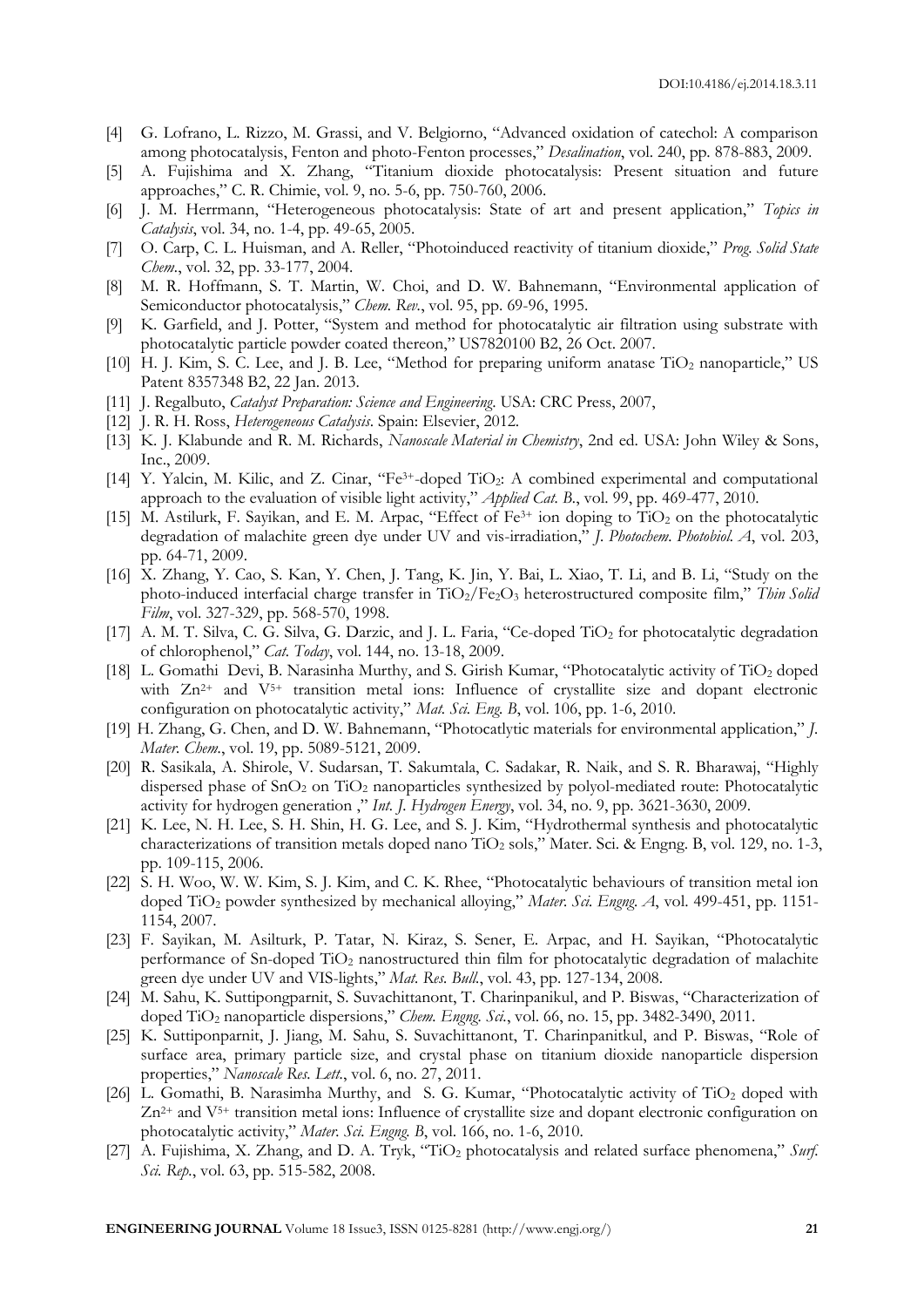[4] G. Lofrano, L. Rizzo, M. Grassi, and V. Belgiorno, "Advanced oxidation of catechol: A comparison among photocatalysis, Fenton and photo-Fenton processes," *Desalination*, vol. 240, pp. 878-883, 2009.

[5] A. Fujishima and X. Zhang, "Titanium dioxide photocatalysis: Present situation and future approaches," C. R. Chimie, vol. 9, no. 5-6, pp. 750-760, 2006.

[6] J. M. Herrmann, "Heterogeneous photocatalysis: State of art and present application," *Topics in Catalysis*, vol. 34, no. 1-4, pp. 49-65, 2005.

[7] O. Carp, C. L. Huisman, and A. Reller, "Photoinduced reactivity of titanium dioxide," *Prog. Solid State Chem.*, vol. 32, pp. 33-177, 2004.

[8] M. R. Hoffmann, S. T. Martin, W. Choi, and D. W. Bahnemann, "Environmental application of Semiconductor photocatalysis," *Chem. Rev.*, vol. 95, pp. 69-96, 1995.

[9] K. Garfield, and J. Potter, "System and method for photocatalytic air filtration using substrate with photocatalytic particle powder coated thereon," US7820100 B2, 26 Oct. 2007.

[10] H. J. Kim, S. C. Lee, and J. B. Lee, "Method for preparing uniform anatase $TiO_2$ nanoparticle," US Patent 8357348 B2, 22 Jan. 2013.

[11] J. Regalbuto, *Catalyst Preparation: Science and Engineering*. USA: CRC Press, 2007,

[12] J. R. H. Ross, *Heterogeneous Catalysis*. Spain: Elsevier, 2012.

[13] K. J. Klabunde and R. M. Richards, *Nanoscale Material in Chemistry*, 2nd ed. USA: John Wiley & Sons, Inc., 2009.

[14] Y. Yalcin, M. Kilic, and Z. Cinar, "$Fe^{3+}$-doped $TiO_2$: A combined experimental and computational approach to the evaluation of visible light activity," *Applied Cat. B.*, vol. 99, pp. 469-477, 2010.

[15] M. Astilurk, F. Sayikan, and E. M. Arpac, "Effect of $Fe^{3+}$ ion doping to $TiO_2$ on the photocatalytic degradation of malachite green dye under UV and vis-irradiation," *J. Photochem. Photobiol. A*, vol. 203, pp. 64-71, 2009.

[16] X. Zhang, Y. Cao, S. Kan, Y. Chen, J. Tang, K. Jin, Y. Bai, L. Xiao, T. Li, and B. Li, "Study on the photo-induced interfacial charge transfer in $TiO_2/Fe_2O_3$ heterostructured composite film," *Thin Solid Film*, vol. 327-329, pp. 568-570, 1998.

[17] A. M. T. Silva, C. G. Silva, G. Darzic, and J. L. Faria, "Ce-doped $TiO_2$ for photocatalytic degradation of chlorophenol," *Cat. Today*, vol. 144, no. 13-18, 2009.

[18] L. Gomathi Devi, B. Narasinha Murthy, and S. Girish Kumar, "Photocatalytic activity of $TiO_2$ doped with $Zn^{2+}$ and $V^{5+}$ transition metal ions: Influence of crystallite size and dopant electronic configuration on photocatalytic activity," *Mat. Sci. Eng. B*, vol. 106, pp. 1-6, 2010.

[19] H. Zhang, G. Chen, and D. W. Bahnemann, "Photocatlytic materials for environmental application," *J. Mater. Chem.*, vol. 19, pp. 5089-5121, 2009.

[20] R. Sasikala, A. Shirole, V. Sudarsan, T. Sakumtala, C. Sadakar, R. Naik, and S. R. Bharawaj, "Highly dispersed phase of $SnO_2$ on $TiO_2$ nanoparticles synthesized by polyol-mediated route: Photocatalytic activity for hydrogen generation ," *Int. J. Hydrogen Energy*, vol. 34, no. 9, pp. 3621-3630, 2009.

[21] K. Lee, N. H. Lee, S. H. Shin, H. G. Lee, and S. J. Kim, "Hydrothermal synthesis and photocatalytic characterizations of transition metals doped nano $TiO_2$ sols," Mater. Sci. & Engng. B, vol. 129, no. 1-3, pp. 109-115, 2006.

[22] S. H. Woo, W. W. Kim, S. J. Kim, and C. K. Rhee, "Photocatalytic behaviours of transition metal ion doped $TiO_2$ powder synthesized by mechanical alloying," *Mater. Sci. Engng. A*, vol. 499-451, pp. 1151-1154, 2007.

[23] F. Sayikan, M. Asilturk, P. Tatar, N. Kiraz, S. Sener, E. Arpac, and H. Sayikan, "Photocatalytic performance of Sn-doped $TiO_2$ nanostructured thin film for photocatalytic degradation of malachite green dye under UV and VIS-lights," *Mat. Res. Bull.*, vol. 43, pp. 127-134, 2008.

[24] M. Sahu, K. Suttipongparnit, S. Suvachittanont, T. Charinpanikul, and P. Biswas, "Characterization of doped $TiO_2$ nanoparticle dispersions," *Chem. Engng. Sci.*, vol. 66, no. 15, pp. 3482-3490, 2011.

[25] K. Suttiponparnit, J. Jiang, M. Sahu, S. Suvachittanont, T. Charinpanitkul, and P. Biswas, "Role of surface area, primary particle size, and crystal phase on titanium dioxide nanoparticle dispersion properties," *Nanoscale Res. Lett.*, vol. 6, no. 27, 2011.

[26] L. Gomathi, B. Narasimha Murthy, and S. G. Kumar, "Photocatalytic activity of $TiO_2$ doped with $Zn^{2+}$ and $V^{5+}$ transition metal ions: Influence of crystallite size and dopant electronic configuration on photocatalytic activity," *Mater. Sci. Engng. B*, vol. 166, no. 1-6, 2010.

[27] A. Fujishima, X. Zhang, and D. A. Tryk, "$TiO_2$ photocatalysis and related surface phenomena," *Surf. Sci. Rep.*, vol. 63, pp. 515-582, 2008.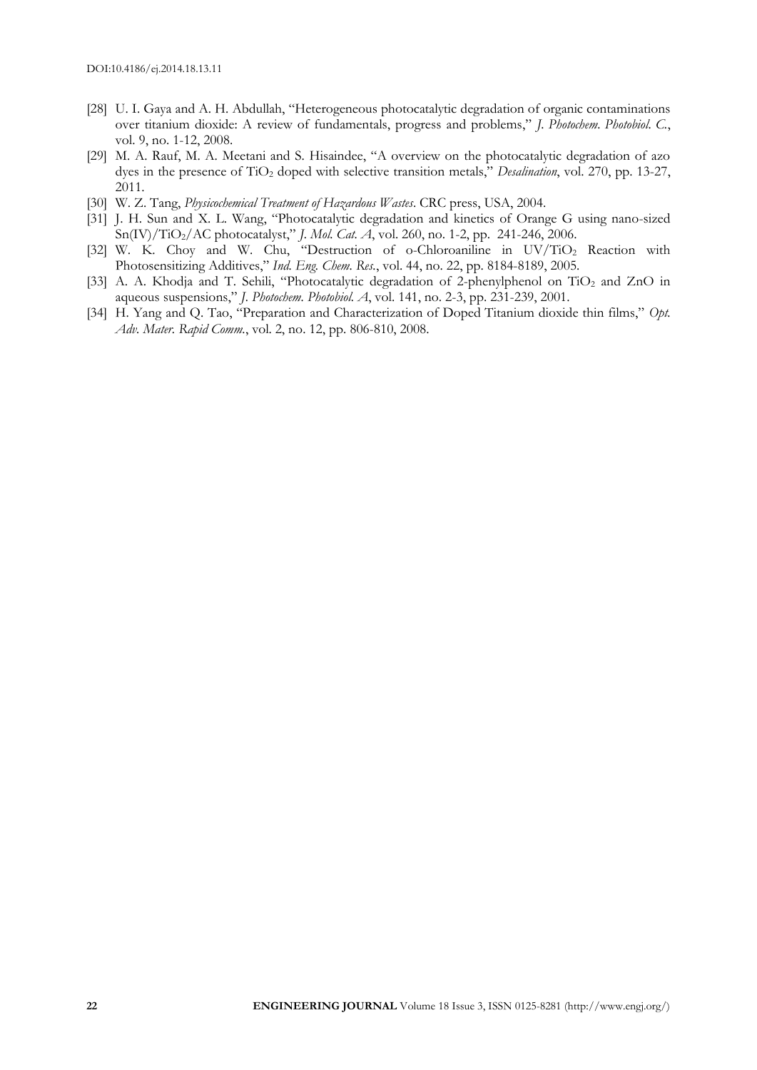[28] U. I. Gaya and A. H. Abdullah, "Heterogeneous photocatalytic degradation of organic contaminations over titanium dioxide: A review of fundamentals, progress and problems," *J. Photochem. Photobiol. C.*, vol. 9, no. 1-12, 2008.

[29] M. A. Rauf, M. A. Meetani and S. Hisaindee, "A overview on the photocatalytic degradation of azo dyes in the presence of $TiO_2$ doped with selective transition metals," *Desalination*, vol. 270, pp. 13-27, 2011.

[30] W. Z. Tang, *Physicochemical Treatment of Hazardous Wastes*. CRC press, USA, 2004.

[31] J. H. Sun and X. L. Wang, "Photocatalytic degradation and kinetics of Orange G using nano-sized Sn(IV)/$TiO_2$/AC photocatalyst," *J. Mol. Cat. A*, vol. 260, no. 1-2, pp. 241-246, 2006.

[32] W. K. Choy and W. Chu, "Destruction of o-Chloroaniline in UV/$TiO_2$ Reaction with Photosensitizing Additives," *Ind. Eng. Chem. Res.*, vol. 44, no. 22, pp. 8184-8189, 2005.

[33] A. A. Khodja and T. Sehili, "Photocatalytic degradation of 2-phenylphenol on $TiO_2$ and ZnO in aqueous suspensions," *J. Photochem. Photobiol. A*, vol. 141, no. 2-3, pp. 231-239, 2001.

[34] H. Yang and Q. Tao, "Preparation and Characterization of Doped Titanium dioxide thin films," *Opt. Adv. Mater. Rapid Comm.*, vol. 2, no. 12, pp. 806-810, 2008.